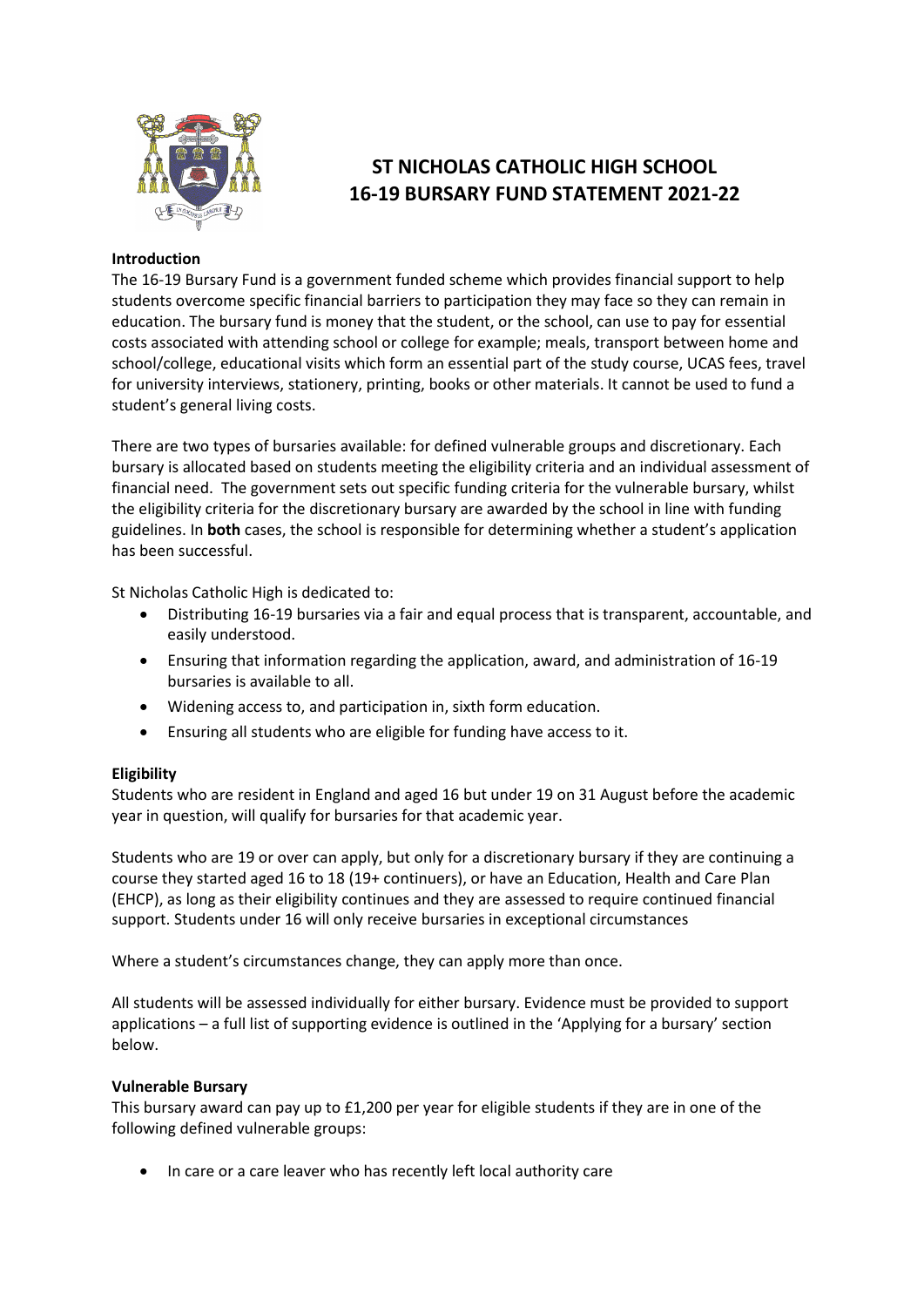# ST NICHOLAS CATHOLIC HIGH SCHOOL
# 16-19 BURSARY FUND STATEMENT 2021-22

**Introduction**

The 16-19 Bursary Fund is a government funded scheme which provides financial support to help students overcome specific financial barriers to participation they may face so they can remain in education. The bursary fund is money that the student, or the school, can use to pay for essential costs associated with attending school or college for example; meals, transport between home and school/college, educational visits which form an essential part of the study course, UCAS fees, travel for university interviews, stationery, printing, books or other materials. It cannot be used to fund a student's general living costs.

There are two types of bursaries available: for defined vulnerable groups and discretionary. Each bursary is allocated based on students meeting the eligibility criteria and an individual assessment of financial need. The government sets out specific funding criteria for the vulnerable bursary, whilst the eligibility criteria for the discretionary bursary are awarded by the school in line with funding guidelines. In **both** cases, the school is responsible for determining whether a student's application has been successful.

St Nicholas Catholic High is dedicated to:

- Distributing 16-19 bursaries via a fair and equal process that is transparent, accountable, and easily understood.
- Ensuring that information regarding the application, award, and administration of 16-19 bursaries is available to all.
- Widening access to, and participation in, sixth form education.
- Ensuring all students who are eligible for funding have access to it.

**Eligibility**

Students who are resident in England and aged 16 but under 19 on 31 August before the academic year in question, will qualify for bursaries for that academic year.

Students who are 19 or over can apply, but only for a discretionary bursary if they are continuing a course they started aged 16 to 18 (19+ continuers), or have an Education, Health and Care Plan (EHCP), as long as their eligibility continues and they are assessed to require continued financial support. Students under 16 will only receive bursaries in exceptional circumstances

Where a student's circumstances change, they can apply more than once.

All students will be assessed individually for either bursary. Evidence must be provided to support applications – a full list of supporting evidence is outlined in the 'Applying for a bursary' section below.

**Vulnerable Bursary**

This bursary award can pay up to £1,200 per year for eligible students if they are in one of the following defined vulnerable groups:

- In care or a care leaver who has recently left local authority care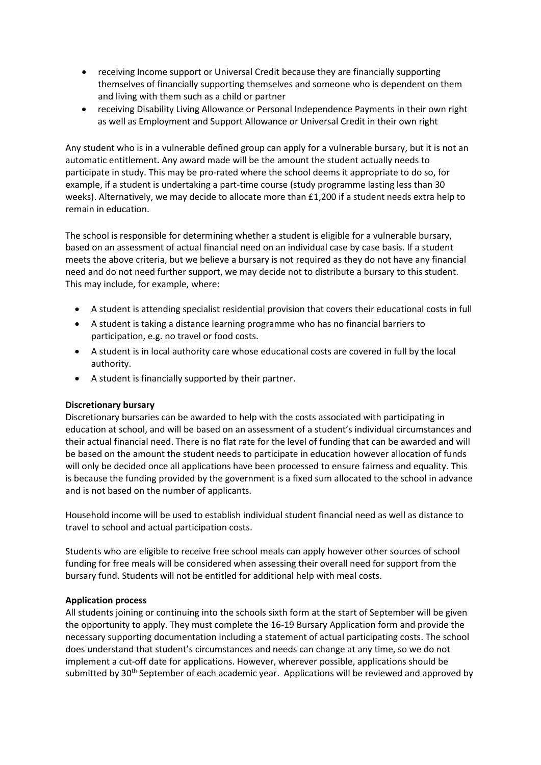- receiving Income support or Universal Credit because they are financially supporting themselves of financially supporting themselves and someone who is dependent on them and living with them such as a child or partner
- receiving Disability Living Allowance or Personal Independence Payments in their own right as well as Employment and Support Allowance or Universal Credit in their own right

Any student who is in a vulnerable defined group can apply for a vulnerable bursary, but it is not an automatic entitlement. Any award made will be the amount the student actually needs to participate in study. This may be pro-rated where the school deems it appropriate to do so, for example, if a student is undertaking a part-time course (study programme lasting less than 30 weeks). Alternatively, we may decide to allocate more than £1,200 if a student needs extra help to remain in education.

The school is responsible for determining whether a student is eligible for a vulnerable bursary, based on an assessment of actual financial need on an individual case by case basis. If a student meets the above criteria, but we believe a bursary is not required as they do not have any financial need and do not need further support, we may decide not to distribute a bursary to this student. This may include, for example, where:

- A student is attending specialist residential provision that covers their educational costs in full
- A student is taking a distance learning programme who has no financial barriers to participation, e.g. no travel or food costs.
- A student is in local authority care whose educational costs are covered in full by the local authority.
- A student is financially supported by their partner.

**Discretionary bursary**

Discretionary bursaries can be awarded to help with the costs associated with participating in education at school, and will be based on an assessment of a student's individual circumstances and their actual financial need. There is no flat rate for the level of funding that can be awarded and will be based on the amount the student needs to participate in education however allocation of funds will only be decided once all applications have been processed to ensure fairness and equality. This is because the funding provided by the government is a fixed sum allocated to the school in advance and is not based on the number of applicants.

Household income will be used to establish individual student financial need as well as distance to travel to school and actual participation costs.

Students who are eligible to receive free school meals can apply however other sources of school funding for free meals will be considered when assessing their overall need for support from the bursary fund. Students will not be entitled for additional help with meal costs.

**Application process**

All students joining or continuing into the schools sixth form at the start of September will be given the opportunity to apply. They must complete the 16-19 Bursary Application form and provide the necessary supporting documentation including a statement of actual participating costs. The school does understand that student's circumstances and needs can change at any time, so we do not implement a cut-off date for applications. However, wherever possible, applications should be submitted by 30th September of each academic year. Applications will be reviewed and approved by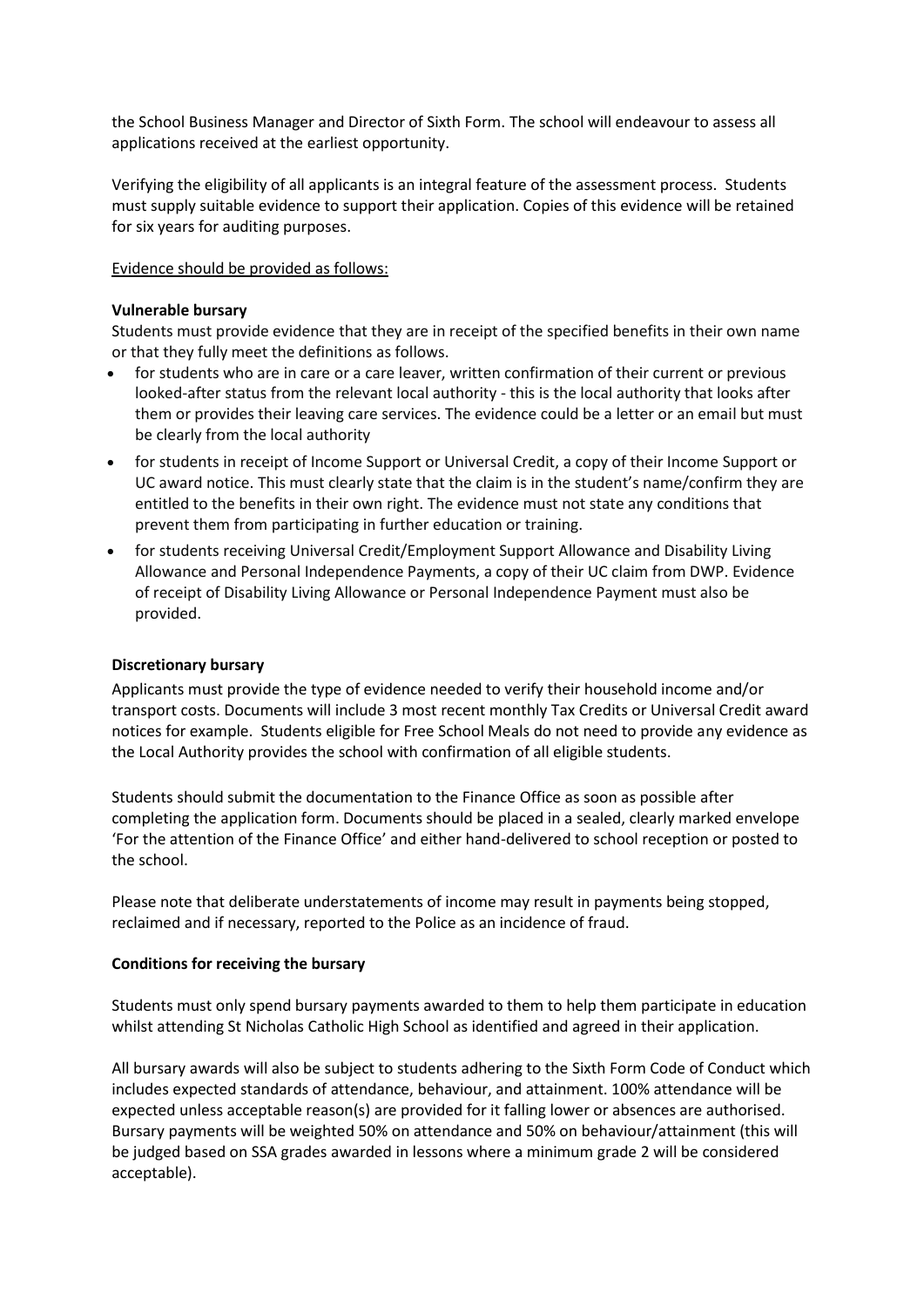the School Business Manager and Director of Sixth Form. The school will endeavour to assess all applications received at the earliest opportunity.

Verifying the eligibility of all applicants is an integral feature of the assessment process. Students must supply suitable evidence to support their application. Copies of this evidence will be retained for six years for auditing purposes.

Evidence should be provided as follows:

**Vulnerable bursary**

Students must provide evidence that they are in receipt of the specified benefits in their own name or that they fully meet the definitions as follows.

- for students who are in care or a care leaver, written confirmation of their current or previous looked-after status from the relevant local authority - this is the local authority that looks after them or provides their leaving care services. The evidence could be a letter or an email but must be clearly from the local authority
- for students in receipt of Income Support or Universal Credit, a copy of their Income Support or UC award notice. This must clearly state that the claim is in the student's name/confirm they are entitled to the benefits in their own right. The evidence must not state any conditions that prevent them from participating in further education or training.
- for students receiving Universal Credit/Employment Support Allowance and Disability Living Allowance and Personal Independence Payments, a copy of their UC claim from DWP. Evidence of receipt of Disability Living Allowance or Personal Independence Payment must also be provided.

**Discretionary bursary**

Applicants must provide the type of evidence needed to verify their household income and/or transport costs. Documents will include 3 most recent monthly Tax Credits or Universal Credit award notices for example. Students eligible for Free School Meals do not need to provide any evidence as the Local Authority provides the school with confirmation of all eligible students.

Students should submit the documentation to the Finance Office as soon as possible after completing the application form. Documents should be placed in a sealed, clearly marked envelope 'For the attention of the Finance Office' and either hand-delivered to school reception or posted to the school.

Please note that deliberate understatements of income may result in payments being stopped, reclaimed and if necessary, reported to the Police as an incidence of fraud.

**Conditions for receiving the bursary**

Students must only spend bursary payments awarded to them to help them participate in education whilst attending St Nicholas Catholic High School as identified and agreed in their application.

All bursary awards will also be subject to students adhering to the Sixth Form Code of Conduct which includes expected standards of attendance, behaviour, and attainment. 100% attendance will be expected unless acceptable reason(s) are provided for it falling lower or absences are authorised. Bursary payments will be weighted 50% on attendance and 50% on behaviour/attainment (this will be judged based on SSA grades awarded in lessons where a minimum grade 2 will be considered acceptable).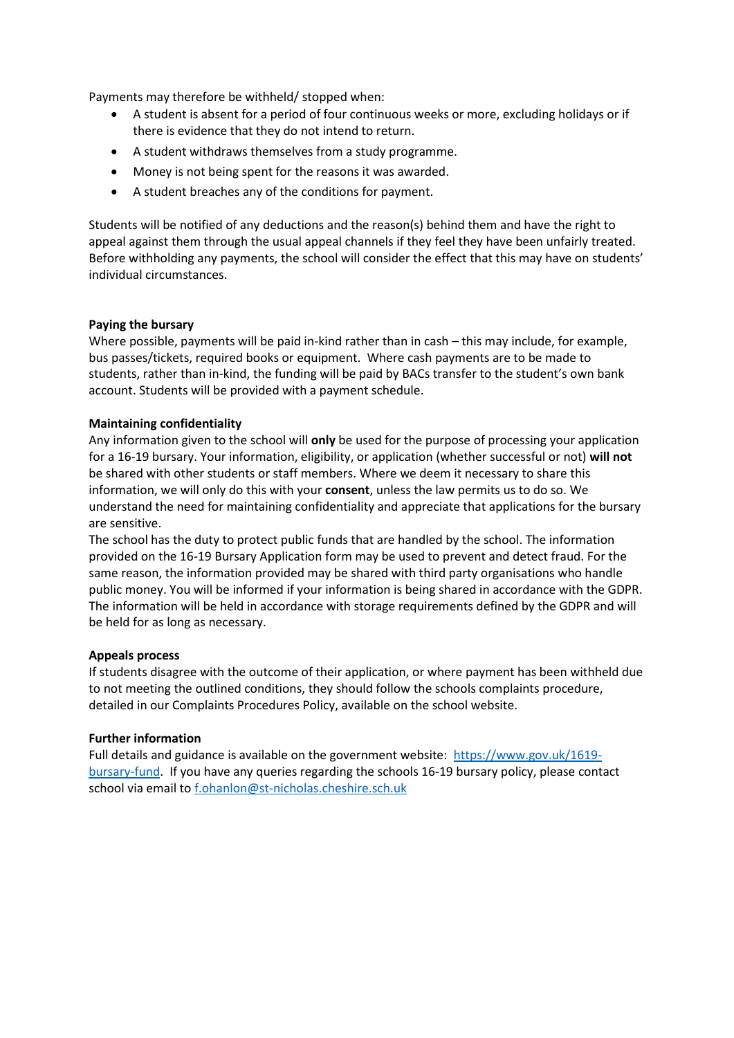Payments may therefore be withheld/ stopped when:

- A student is absent for a period of four continuous weeks or more, excluding holidays or if there is evidence that they do not intend to return.
- A student withdraws themselves from a study programme.
- Money is not being spent for the reasons it was awarded.
- A student breaches any of the conditions for payment.

Students will be notified of any deductions and the reason(s) behind them and have the right to appeal against them through the usual appeal channels if they feel they have been unfairly treated. Before withholding any payments, the school will consider the effect that this may have on students' individual circumstances.

**Paying the bursary**

Where possible, payments will be paid in-kind rather than in cash – this may include, for example, bus passes/tickets, required books or equipment. Where cash payments are to be made to students, rather than in-kind, the funding will be paid by BACs transfer to the student's own bank account. Students will be provided with a payment schedule.

**Maintaining confidentiality**

Any information given to the school will **only** be used for the purpose of processing your application for a 16-19 bursary. Your information, eligibility, or application (whether successful or not) **will not** be shared with other students or staff members. Where we deem it necessary to share this information, we will only do this with your **consent**, unless the law permits us to do so. We understand the need for maintaining confidentiality and appreciate that applications for the bursary are sensitive.

The school has the duty to protect public funds that are handled by the school. The information provided on the 16-19 Bursary Application form may be used to prevent and detect fraud. For the same reason, the information provided may be shared with third party organisations who handle public money. You will be informed if your information is being shared in accordance with the GDPR. The information will be held in accordance with storage requirements defined by the GDPR and will be held for as long as necessary.

**Appeals process**

If students disagree with the outcome of their application, or where payment has been withheld due to not meeting the outlined conditions, they should follow the schools complaints procedure, detailed in our Complaints Procedures Policy, available on the school website.

**Further information**

Full details and guidance is available on the government website: [https://www.gov.uk/1619-bursary-fund](https://www.gov.uk/1619-bursary-fund). If you have any queries regarding the schools 16-19 bursary policy, please contact school via email to [f.ohanlon@st-nicholas.cheshire.sch.uk](mailto:f.ohanlon@st-nicholas.cheshire.sch.uk)